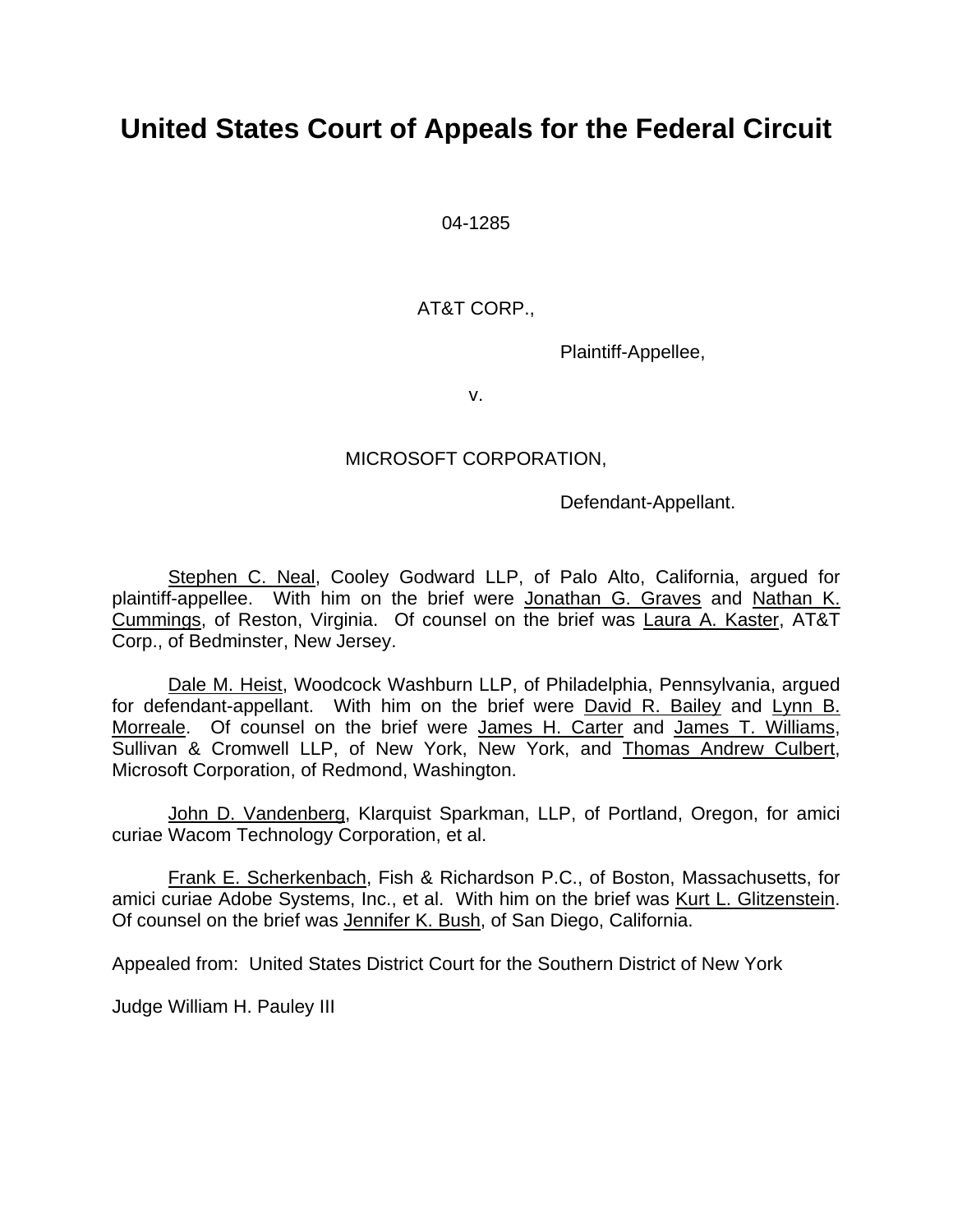# United States Court of Appeals for the Federal Circuit

04-1285

AT&T CORP.,

Plaintiff-Appellee,

v.

MICROSOFT CORPORATION,

Defendant-Appellant.

Stephen C. Neal, Cooley Godward LLP, of Palo Alto, California, argued for plaintiff-appellee. With him on the brief were Jonathan G. Graves and Nathan K. Cummings, of Reston, Virginia. Of counsel on the brief was Laura A. Kaster, AT&T Corp., of Bedminster, New Jersey.

Dale M. Heist, Woodcock Washburn LLP, of Philadelphia, Pennsylvania, argued for defendant-appellant. With him on the brief were David R. Bailey and Lynn B. Morreale. Of counsel on the brief were James H. Carter and James T. Williams, Sullivan & Cromwell LLP, of New York, New York, and Thomas Andrew Culbert, Microsoft Corporation, of Redmond, Washington.

John D. Vandenberg, Klarquist Sparkman, LLP, of Portland, Oregon, for amici curiae Wacom Technology Corporation, et al.

Frank E. Scherkenbach, Fish & Richardson P.C., of Boston, Massachusetts, for amici curiae Adobe Systems, Inc., et al. With him on the brief was Kurt L. Glitzenstein. Of counsel on the brief was Jennifer K. Bush, of San Diego, California.

Appealed from: United States District Court for the Southern District of New York

Judge William H. Pauley III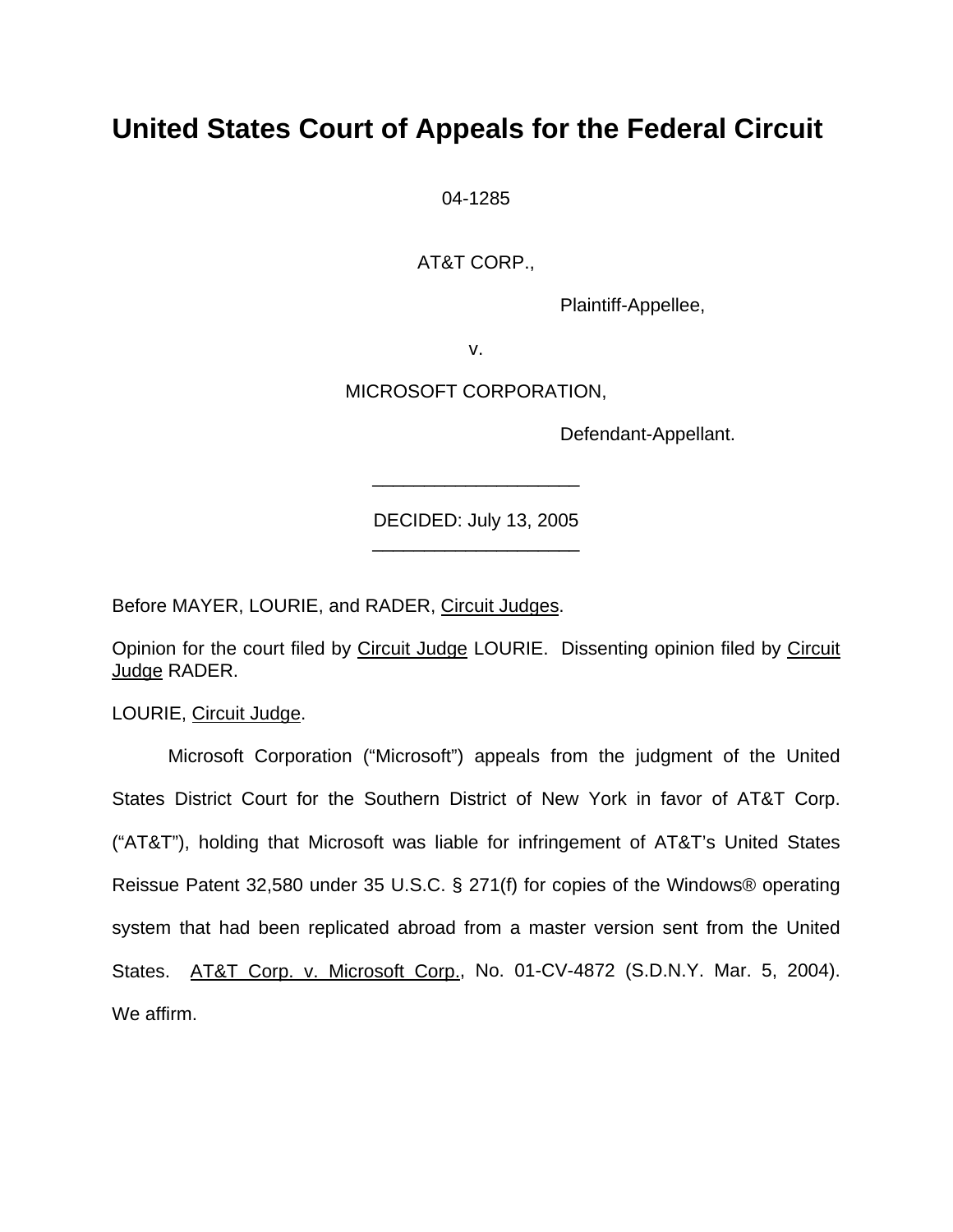# United States Court of Appeals for the Federal Circuit

04-1285

AT&T CORP.,

Plaintiff-Appellee,

v.

MICROSOFT CORPORATION,

Defendant-Appellant.

---

DECIDED: July 13, 2005

---

Before MAYER, LOURIE, and RADER, Circuit Judges.

Opinion for the court filed by Circuit Judge LOURIE. Dissenting opinion filed by Circuit Judge RADER.

LOURIE, Circuit Judge.

Microsoft Corporation ("Microsoft") appeals from the judgment of the United States District Court for the Southern District of New York in favor of AT&T Corp. ("AT&T"), holding that Microsoft was liable for infringement of AT&T's United States Reissue Patent 32,580 under 35 U.S.C. § 271(f) for copies of the Windows® operating system that had been replicated abroad from a master version sent from the United States. AT&T Corp. v. Microsoft Corp., No. 01-CV-4872 (S.D.N.Y. Mar. 5, 2004). We affirm.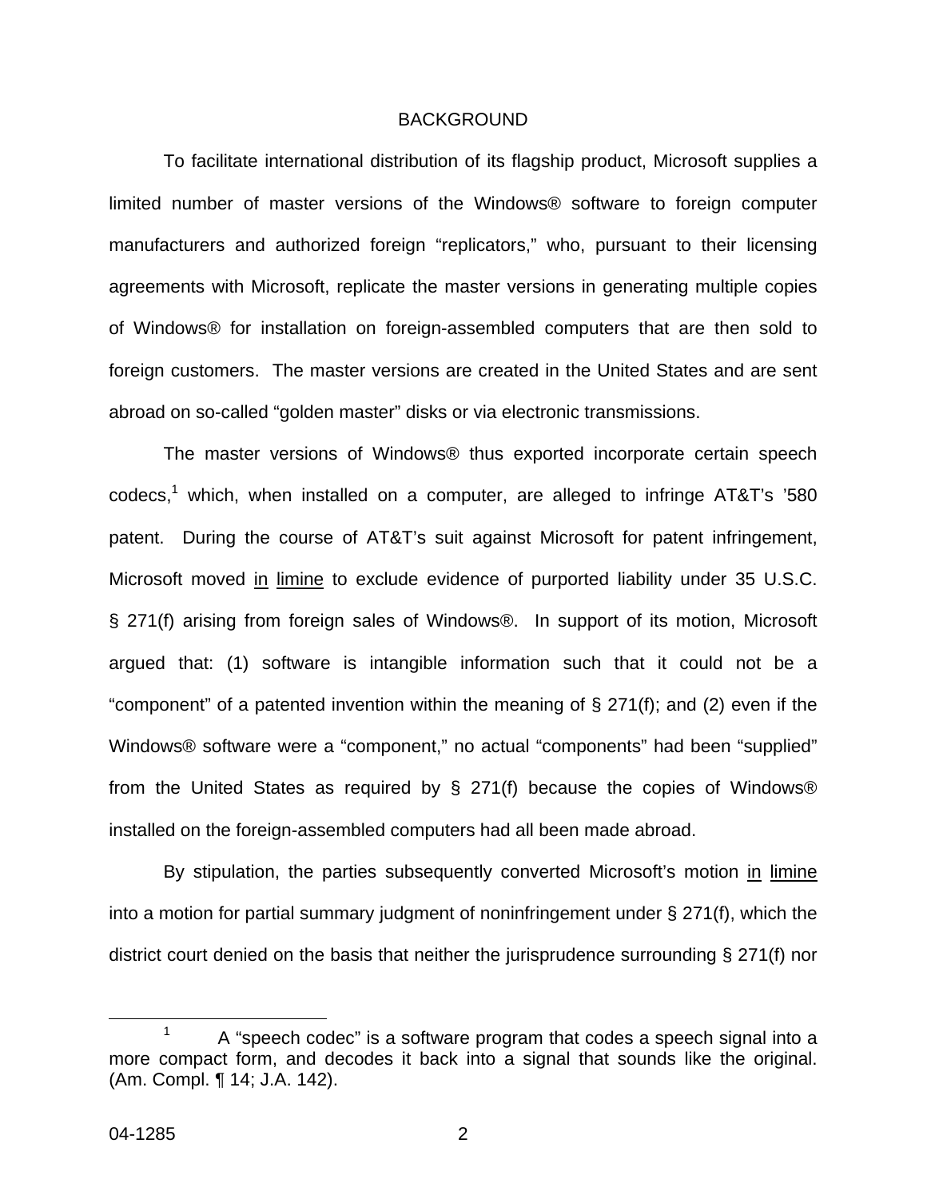## BACKGROUND

To facilitate international distribution of its flagship product, Microsoft supplies a limited number of master versions of the Windows® software to foreign computer manufacturers and authorized foreign "replicators," who, pursuant to their licensing agreements with Microsoft, replicate the master versions in generating multiple copies of Windows® for installation on foreign-assembled computers that are then sold to foreign customers. The master versions are created in the United States and are sent abroad on so-called "golden master" disks or via electronic transmissions.

The master versions of Windows® thus exported incorporate certain speech codecs,[1] which, when installed on a computer, are alleged to infringe AT&T's '580 patent. During the course of AT&T's suit against Microsoft for patent infringement, Microsoft moved in limine to exclude evidence of purported liability under 35 U.S.C. § 271(f) arising from foreign sales of Windows®. In support of its motion, Microsoft argued that: (1) software is intangible information such that it could not be a "component" of a patented invention within the meaning of § 271(f); and (2) even if the Windows® software were a "component," no actual "components" had been "supplied" from the United States as required by § 271(f) because the copies of Windows® installed on the foreign-assembled computers had all been made abroad.

By stipulation, the parties subsequently converted Microsoft's motion in limine into a motion for partial summary judgment of noninfringement under § 271(f), which the district court denied on the basis that neither the jurisprudence surrounding § 271(f) nor

[1] A "speech codec" is a software program that codes a speech signal into a more compact form, and decodes it back into a signal that sounds like the original. (Am. Compl. ¶ 14; J.A. 142).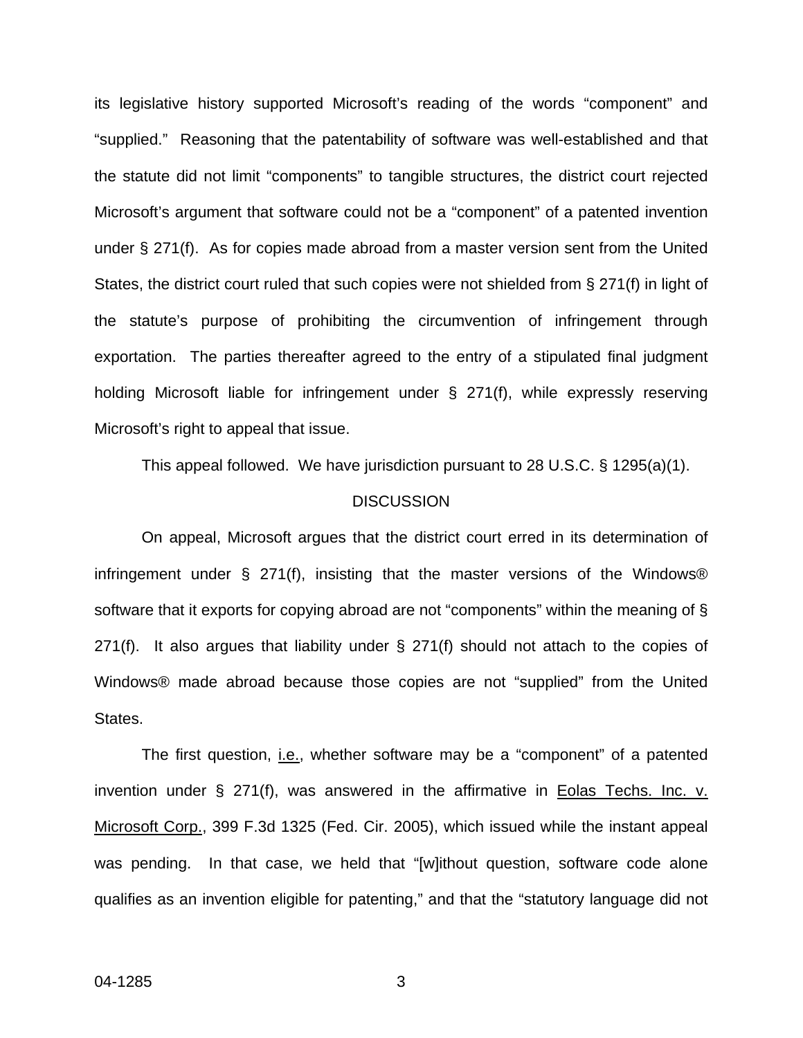its legislative history supported Microsoft's reading of the words "component" and "supplied." Reasoning that the patentability of software was well-established and that the statute did not limit "components" to tangible structures, the district court rejected Microsoft's argument that software could not be a "component" of a patented invention under § 271(f). As for copies made abroad from a master version sent from the United States, the district court ruled that such copies were not shielded from § 271(f) in light of the statute's purpose of prohibiting the circumvention of infringement through exportation. The parties thereafter agreed to the entry of a stipulated final judgment holding Microsoft liable for infringement under § 271(f), while expressly reserving Microsoft's right to appeal that issue.

This appeal followed. We have jurisdiction pursuant to 28 U.S.C. § 1295(a)(1).

## DISCUSSION

On appeal, Microsoft argues that the district court erred in its determination of infringement under § 271(f), insisting that the master versions of the Windows® software that it exports for copying abroad are not "components" within the meaning of § 271(f). It also argues that liability under § 271(f) should not attach to the copies of Windows® made abroad because those copies are not "supplied" from the United States.

The first question, i.e., whether software may be a "component" of a patented invention under § 271(f), was answered in the affirmative in Eolas Techs. Inc. v. Microsoft Corp., 399 F.3d 1325 (Fed. Cir. 2005), which issued while the instant appeal was pending. In that case, we held that "[w]ithout question, software code alone qualifies as an invention eligible for patenting," and that the "statutory language did not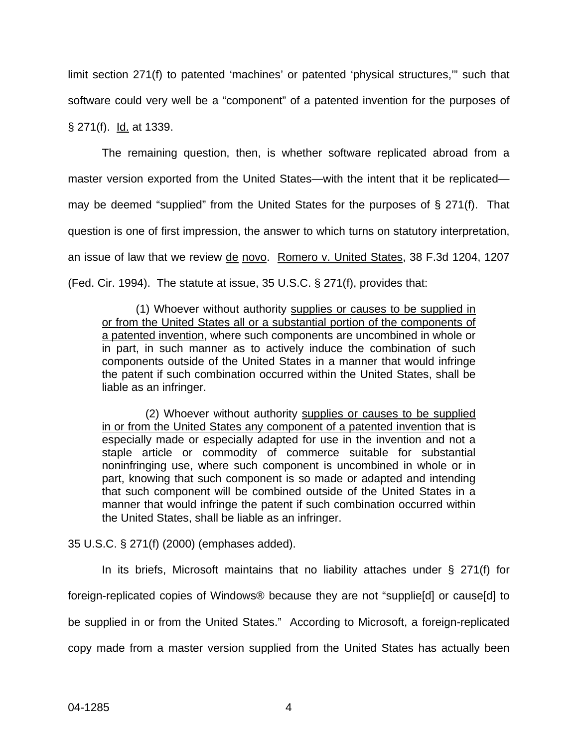limit section 271(f) to patented 'machines' or patented 'physical structures,'" such that software could very well be a "component" of a patented invention for the purposes of § 271(f). Id. at 1339.

The remaining question, then, is whether software replicated abroad from a master version exported from the United States—with the intent that it be replicated—may be deemed "supplied" from the United States for the purposes of § 271(f). That question is one of first impression, the answer to which turns on statutory interpretation, an issue of law that we review de novo. Romero v. United States, 38 F.3d 1204, 1207 (Fed. Cir. 1994). The statute at issue, 35 U.S.C. § 271(f), provides that:

> (1) Whoever without authority supplies or causes to be supplied in or from the United States all or a substantial portion of the components of a patented invention, where such components are uncombined in whole or in part, in such manner as to actively induce the combination of such components outside of the United States in a manner that would infringe the patent if such combination occurred within the United States, shall be liable as an infringer.
>
> (2) Whoever without authority supplies or causes to be supplied in or from the United States any component of a patented invention that is especially made or especially adapted for use in the invention and not a staple article or commodity of commerce suitable for substantial noninfringing use, where such component is uncombined in whole or in part, knowing that such component is so made or adapted and intending that such component will be combined outside of the United States in a manner that would infringe the patent if such combination occurred within the United States, shall be liable as an infringer.

35 U.S.C. § 271(f) (2000) (emphases added).

In its briefs, Microsoft maintains that no liability attaches under § 271(f) for foreign-replicated copies of Windows® because they are not "supplie[d] or cause[d] to be supplied in or from the United States." According to Microsoft, a foreign-replicated copy made from a master version supplied from the United States has actually been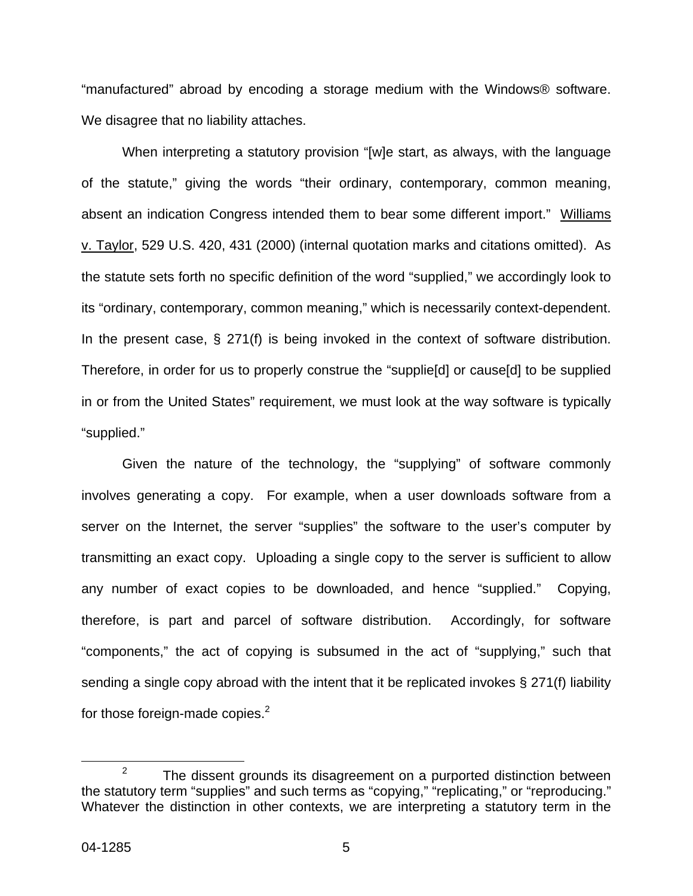"manufactured" abroad by encoding a storage medium with the Windows® software. We disagree that no liability attaches.

When interpreting a statutory provision "[w]e start, as always, with the language of the statute," giving the words "their ordinary, contemporary, common meaning, absent an indication Congress intended them to bear some different import." Williams v. Taylor, 529 U.S. 420, 431 (2000) (internal quotation marks and citations omitted). As the statute sets forth no specific definition of the word "supplied," we accordingly look to its "ordinary, contemporary, common meaning," which is necessarily context-dependent. In the present case, § 271(f) is being invoked in the context of software distribution. Therefore, in order for us to properly construe the "supplie[d] or cause[d] to be supplied in or from the United States" requirement, we must look at the way software is typically "supplied."

Given the nature of the technology, the "supplying" of software commonly involves generating a copy. For example, when a user downloads software from a server on the Internet, the server "supplies" the software to the user's computer by transmitting an exact copy. Uploading a single copy to the server is sufficient to allow any number of exact copies to be downloaded, and hence "supplied." Copying, therefore, is part and parcel of software distribution. Accordingly, for software "components," the act of copying is subsumed in the act of "supplying," such that sending a single copy abroad with the intent that it be replicated invokes § 271(f) liability for those foreign-made copies.[2]

[2] The dissent grounds its disagreement on a purported distinction between the statutory term "supplies" and such terms as "copying," "replicating," or "reproducing." Whatever the distinction in other contexts, we are interpreting a statutory term in the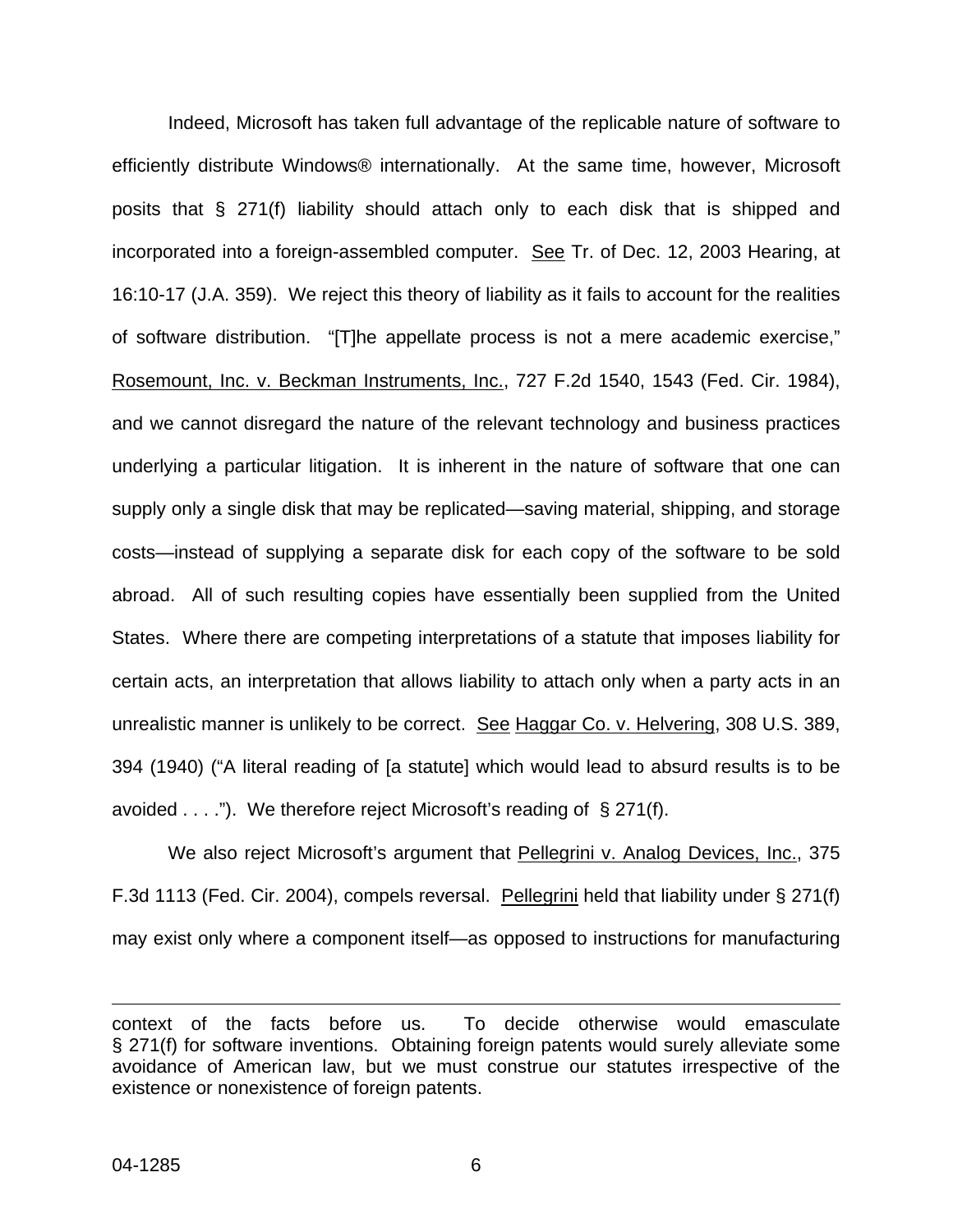Indeed, Microsoft has taken full advantage of the replicable nature of software to efficiently distribute Windows® internationally. At the same time, however, Microsoft posits that § 271(f) liability should attach only to each disk that is shipped and incorporated into a foreign-assembled computer. See Tr. of Dec. 12, 2003 Hearing, at 16:10-17 (J.A. 359). We reject this theory of liability as it fails to account for the realities of software distribution. "[T]he appellate process is not a mere academic exercise," Rosemount, Inc. v. Beckman Instruments, Inc., 727 F.2d 1540, 1543 (Fed. Cir. 1984), and we cannot disregard the nature of the relevant technology and business practices underlying a particular litigation. It is inherent in the nature of software that one can supply only a single disk that may be replicated—saving material, shipping, and storage costs—instead of supplying a separate disk for each copy of the software to be sold abroad. All of such resulting copies have essentially been supplied from the United States. Where there are competing interpretations of a statute that imposes liability for certain acts, an interpretation that allows liability to attach only when a party acts in an unrealistic manner is unlikely to be correct. See Haggar Co. v. Helvering, 308 U.S. 389, 394 (1940) ("A literal reading of [a statute] which would lead to absurd results is to be avoided . . . ."). We therefore reject Microsoft's reading of § 271(f).

We also reject Microsoft's argument that Pellegrini v. Analog Devices, Inc., 375 F.3d 1113 (Fed. Cir. 2004), compels reversal. Pellegrini held that liability under § 271(f) may exist only where a component itself—as opposed to instructions for manufacturing

---

context of the facts before us. To decide otherwise would emasculate § 271(f) for software inventions. Obtaining foreign patents would surely alleviate some avoidance of American law, but we must construe our statutes irrespective of the existence or nonexistence of foreign patents.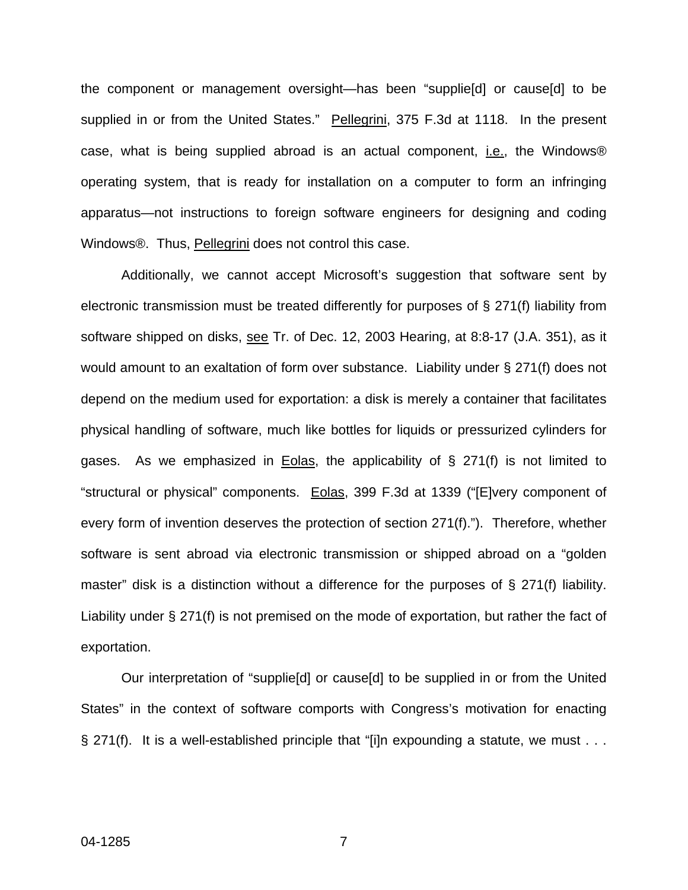the component or management oversight—has been "supplie[d] or cause[d] to be supplied in or from the United States." Pellegrini, 375 F.3d at 1118. In the present case, what is being supplied abroad is an actual component, i.e., the Windows® operating system, that is ready for installation on a computer to form an infringing apparatus—not instructions to foreign software engineers for designing and coding Windows®. Thus, Pellegrini does not control this case.

Additionally, we cannot accept Microsoft's suggestion that software sent by electronic transmission must be treated differently for purposes of § 271(f) liability from software shipped on disks, see Tr. of Dec. 12, 2003 Hearing, at 8:8-17 (J.A. 351), as it would amount to an exaltation of form over substance. Liability under § 271(f) does not depend on the medium used for exportation: a disk is merely a container that facilitates physical handling of software, much like bottles for liquids or pressurized cylinders for gases. As we emphasized in Eolas, the applicability of § 271(f) is not limited to "structural or physical" components. Eolas, 399 F.3d at 1339 ("[E]very component of every form of invention deserves the protection of section 271(f)."). Therefore, whether software is sent abroad via electronic transmission or shipped abroad on a "golden master" disk is a distinction without a difference for the purposes of § 271(f) liability. Liability under § 271(f) is not premised on the mode of exportation, but rather the fact of exportation.

Our interpretation of "supplie[d] or cause[d] to be supplied in or from the United States" in the context of software comports with Congress's motivation for enacting § 271(f). It is a well-established principle that "[i]n expounding a statute, we must . . .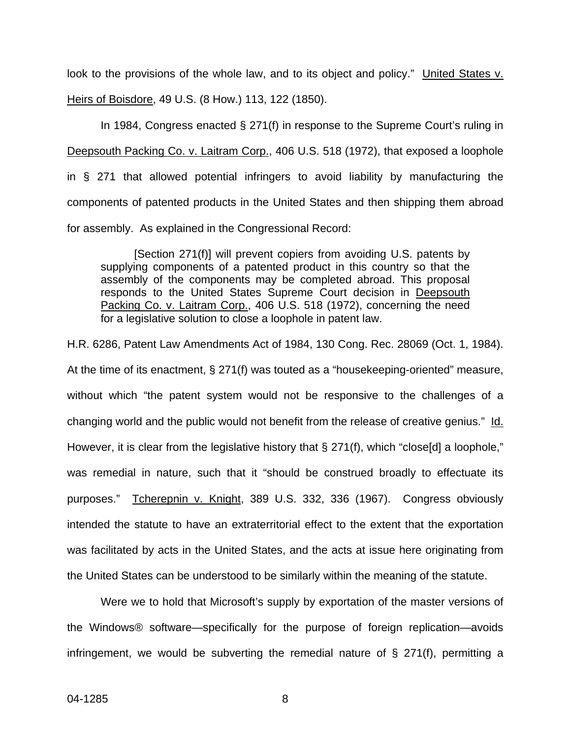look to the provisions of the whole law, and to its object and policy." United States v. Heirs of Boisdore, 49 U.S. (8 How.) 113, 122 (1850).

In 1984, Congress enacted § 271(f) in response to the Supreme Court's ruling in Deepsouth Packing Co. v. Laitram Corp., 406 U.S. 518 (1972), that exposed a loophole in § 271 that allowed potential infringers to avoid liability by manufacturing the components of patented products in the United States and then shipping them abroad for assembly. As explained in the Congressional Record:

> [Section 271(f)] will prevent copiers from avoiding U.S. patents by supplying components of a patented product in this country so that the assembly of the components may be completed abroad. This proposal responds to the United States Supreme Court decision in Deepsouth Packing Co. v. Laitram Corp., 406 U.S. 518 (1972), concerning the need for a legislative solution to close a loophole in patent law.

H.R. 6286, Patent Law Amendments Act of 1984, 130 Cong. Rec. 28069 (Oct. 1, 1984). At the time of its enactment, § 271(f) was touted as a "housekeeping-oriented" measure, without which "the patent system would not be responsive to the challenges of a changing world and the public would not benefit from the release of creative genius." Id. However, it is clear from the legislative history that § 271(f), which "close[d] a loophole," was remedial in nature, such that it "should be construed broadly to effectuate its purposes." Tcherepnin v. Knight, 389 U.S. 332, 336 (1967). Congress obviously intended the statute to have an extraterritorial effect to the extent that the exportation was facilitated by acts in the United States, and the acts at issue here originating from the United States can be understood to be similarly within the meaning of the statute.

Were we to hold that Microsoft's supply by exportation of the master versions of the Windows® software—specifically for the purpose of foreign replication—avoids infringement, we would be subverting the remedial nature of § 271(f), permitting a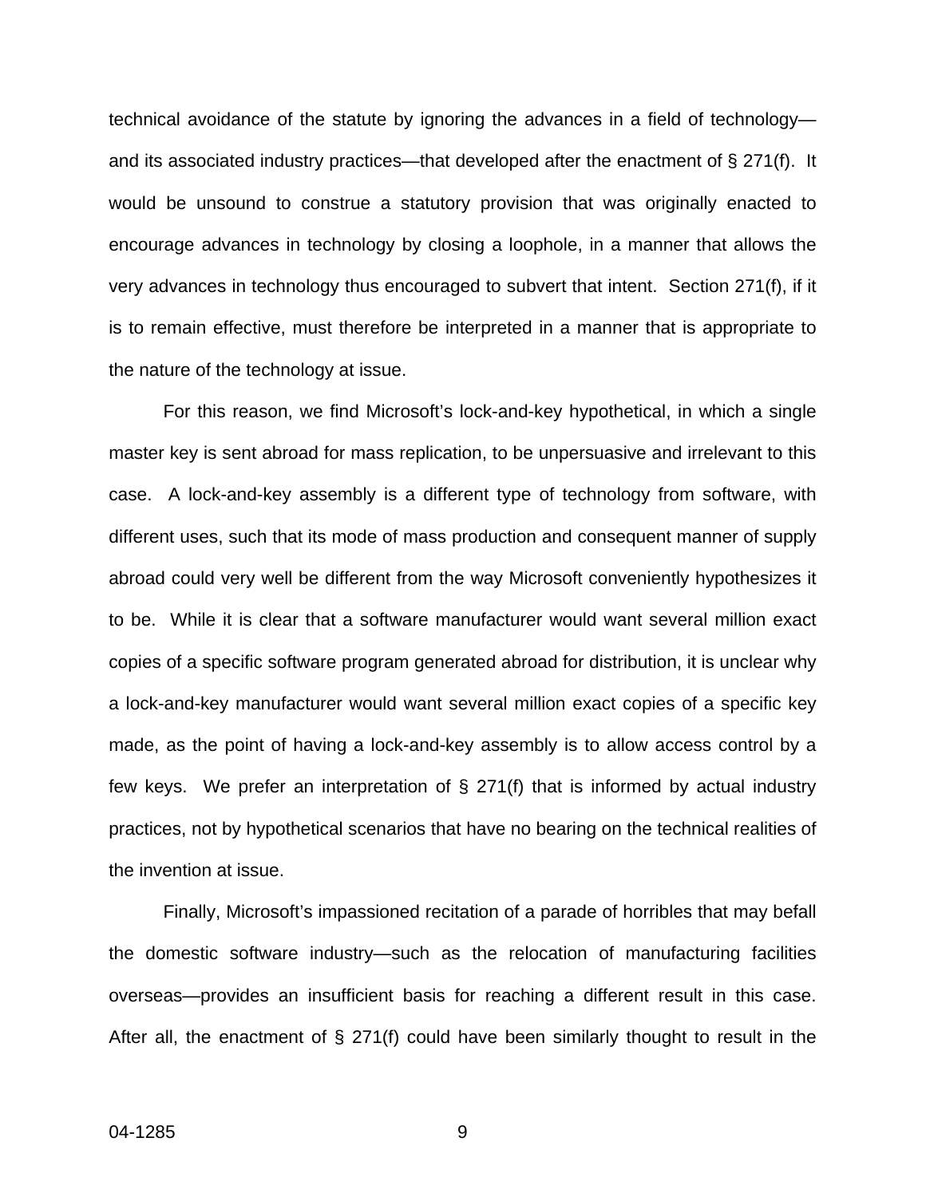technical avoidance of the statute by ignoring the advances in a field of technology—and its associated industry practices—that developed after the enactment of § 271(f). It would be unsound to construe a statutory provision that was originally enacted to encourage advances in technology by closing a loophole, in a manner that allows the very advances in technology thus encouraged to subvert that intent. Section 271(f), if it is to remain effective, must therefore be interpreted in a manner that is appropriate to the nature of the technology at issue.

For this reason, we find Microsoft's lock-and-key hypothetical, in which a single master key is sent abroad for mass replication, to be unpersuasive and irrelevant to this case. A lock-and-key assembly is a different type of technology from software, with different uses, such that its mode of mass production and consequent manner of supply abroad could very well be different from the way Microsoft conveniently hypothesizes it to be. While it is clear that a software manufacturer would want several million exact copies of a specific software program generated abroad for distribution, it is unclear why a lock-and-key manufacturer would want several million exact copies of a specific key made, as the point of having a lock-and-key assembly is to allow access control by a few keys. We prefer an interpretation of § 271(f) that is informed by actual industry practices, not by hypothetical scenarios that have no bearing on the technical realities of the invention at issue.

Finally, Microsoft's impassioned recitation of a parade of horribles that may befall the domestic software industry—such as the relocation of manufacturing facilities overseas—provides an insufficient basis for reaching a different result in this case. After all, the enactment of § 271(f) could have been similarly thought to result in the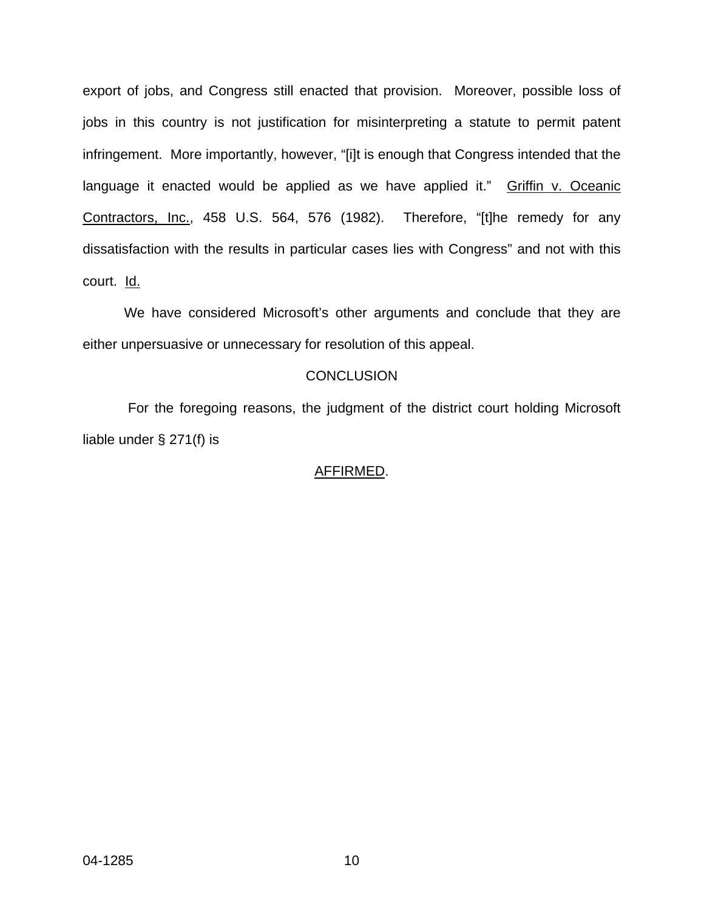export of jobs, and Congress still enacted that provision. Moreover, possible loss of jobs in this country is not justification for misinterpreting a statute to permit patent infringement. More importantly, however, "[i]t is enough that Congress intended that the language it enacted would be applied as we have applied it." Griffin v. Oceanic Contractors, Inc., 458 U.S. 564, 576 (1982). Therefore, "[t]he remedy for any dissatisfaction with the results in particular cases lies with Congress" and not with this court. Id.

We have considered Microsoft's other arguments and conclude that they are either unpersuasive or unnecessary for resolution of this appeal.

## CONCLUSION

For the foregoing reasons, the judgment of the district court holding Microsoft liable under § 271(f) is

AFFIRMED.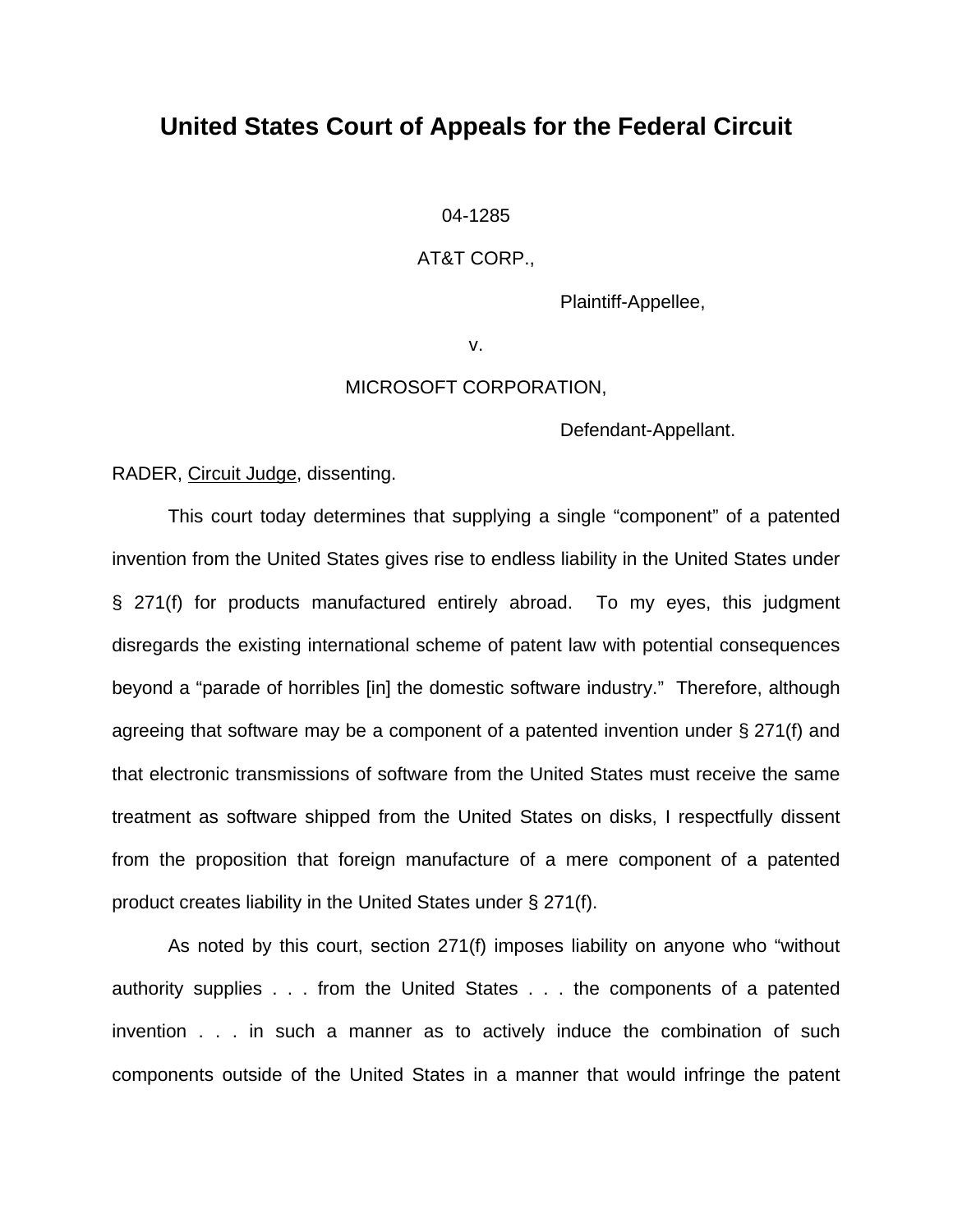# United States Court of Appeals for the Federal Circuit

04-1285

AT&T CORP.,

Plaintiff-Appellee,

v.

MICROSOFT CORPORATION,

Defendant-Appellant.

RADER, Circuit Judge, dissenting.

This court today determines that supplying a single "component" of a patented invention from the United States gives rise to endless liability in the United States under § 271(f) for products manufactured entirely abroad. To my eyes, this judgment disregards the existing international scheme of patent law with potential consequences beyond a "parade of horribles [in] the domestic software industry." Therefore, although agreeing that software may be a component of a patented invention under § 271(f) and that electronic transmissions of software from the United States must receive the same treatment as software shipped from the United States on disks, I respectfully dissent from the proposition that foreign manufacture of a mere component of a patented product creates liability in the United States under § 271(f).

As noted by this court, section 271(f) imposes liability on anyone who "without authority supplies . . . from the United States . . . the components of a patented invention . . . in such a manner as to actively induce the combination of such components outside of the United States in a manner that would infringe the patent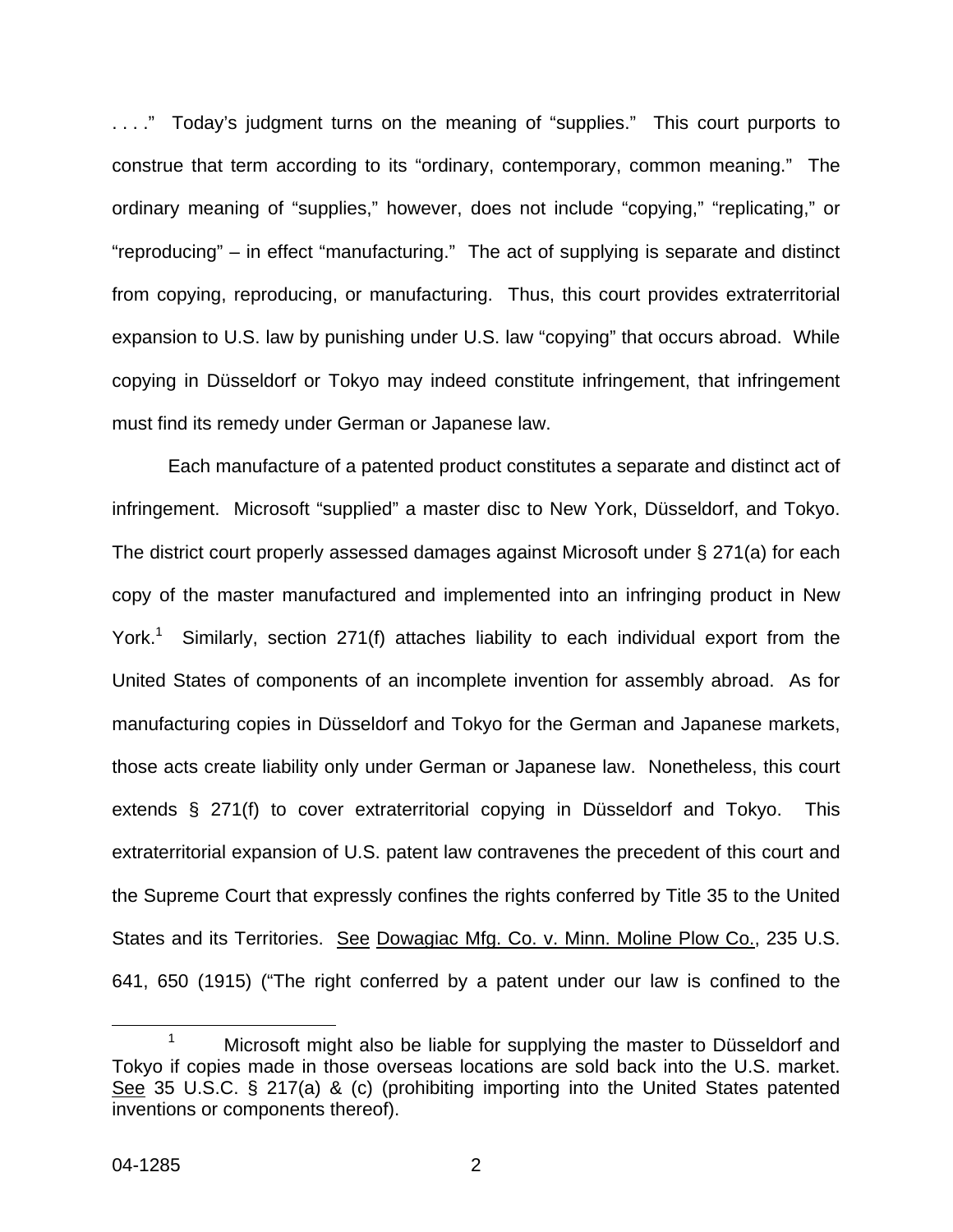. . . ." Today's judgment turns on the meaning of "supplies." This court purports to construe that term according to its "ordinary, contemporary, common meaning." The ordinary meaning of "supplies," however, does not include "copying," "replicating," or "reproducing" – in effect "manufacturing." The act of supplying is separate and distinct from copying, reproducing, or manufacturing. Thus, this court provides extraterritorial expansion to U.S. law by punishing under U.S. law "copying" that occurs abroad. While copying in Düsseldorf or Tokyo may indeed constitute infringement, that infringement must find its remedy under German or Japanese law.

Each manufacture of a patented product constitutes a separate and distinct act of infringement. Microsoft "supplied" a master disc to New York, Düsseldorf, and Tokyo. The district court properly assessed damages against Microsoft under § 271(a) for each copy of the master manufactured and implemented into an infringing product in New York.[1] Similarly, section 271(f) attaches liability to each individual export from the United States of components of an incomplete invention for assembly abroad. As for manufacturing copies in Düsseldorf and Tokyo for the German and Japanese markets, those acts create liability only under German or Japanese law. Nonetheless, this court extends § 271(f) to cover extraterritorial copying in Düsseldorf and Tokyo. This extraterritorial expansion of U.S. patent law contravenes the precedent of this court and the Supreme Court that expressly confines the rights conferred by Title 35 to the United States and its Territories. See Dowagiac Mfg. Co. v. Minn. Moline Plow Co., 235 U.S. 641, 650 (1915) ("The right conferred by a patent under our law is confined to the

[1] Microsoft might also be liable for supplying the master to Düsseldorf and Tokyo if copies made in those overseas locations are sold back into the U.S. market. See 35 U.S.C. § 217(a) & (c) (prohibiting importing into the United States patented inventions or components thereof).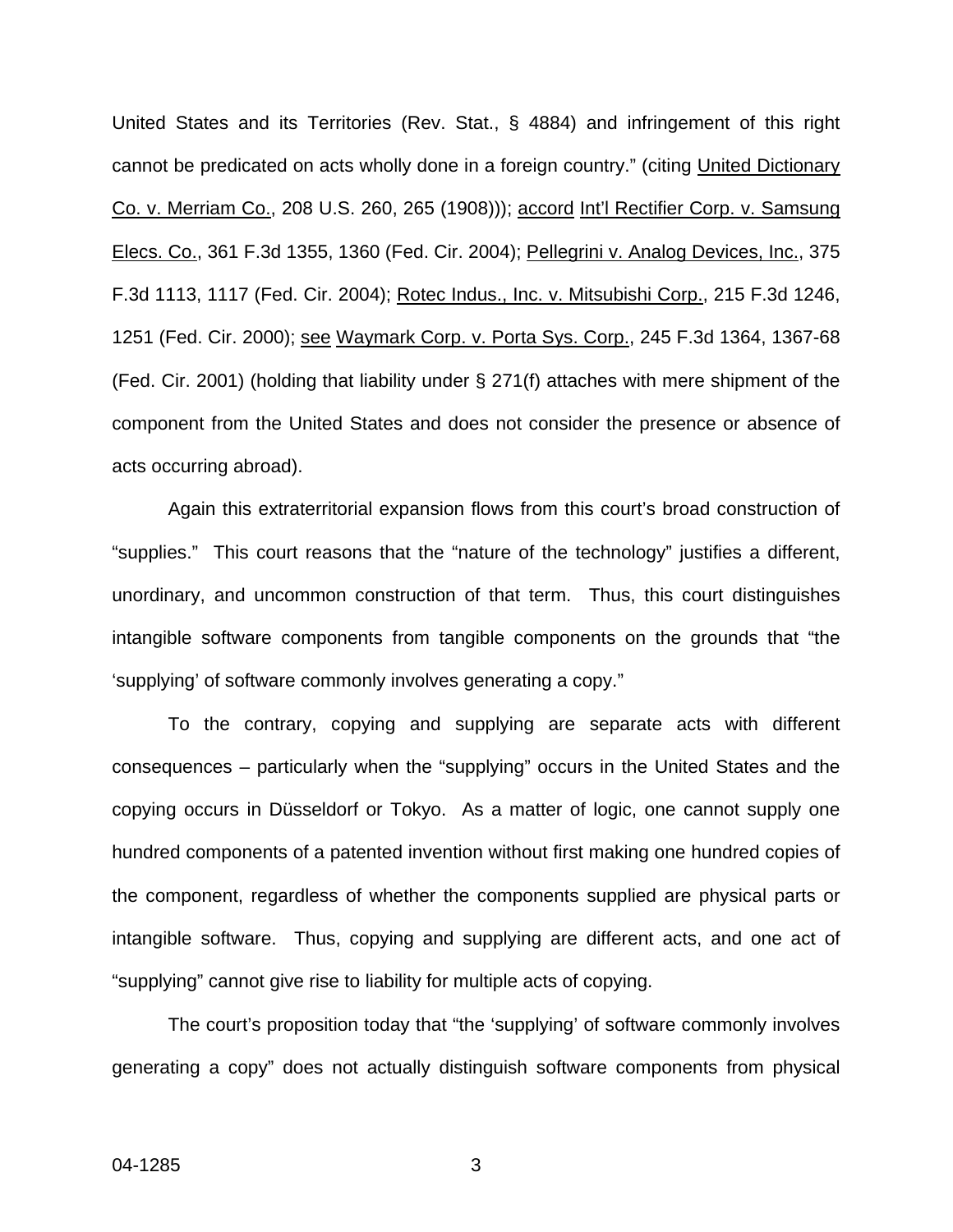United States and its Territories (Rev. Stat., § 4884) and infringement of this right cannot be predicated on acts wholly done in a foreign country." (citing United Dictionary Co. v. Merriam Co., 208 U.S. 260, 265 (1908))); accord Int'l Rectifier Corp. v. Samsung Elecs. Co., 361 F.3d 1355, 1360 (Fed. Cir. 2004); Pellegrini v. Analog Devices, Inc., 375 F.3d 1113, 1117 (Fed. Cir. 2004); Rotec Indus., Inc. v. Mitsubishi Corp., 215 F.3d 1246, 1251 (Fed. Cir. 2000); see Waymark Corp. v. Porta Sys. Corp., 245 F.3d 1364, 1367-68 (Fed. Cir. 2001) (holding that liability under § 271(f) attaches with mere shipment of the component from the United States and does not consider the presence or absence of acts occurring abroad).

Again this extraterritorial expansion flows from this court's broad construction of "supplies." This court reasons that the "nature of the technology" justifies a different, unordinary, and uncommon construction of that term. Thus, this court distinguishes intangible software components from tangible components on the grounds that "the 'supplying' of software commonly involves generating a copy."

To the contrary, copying and supplying are separate acts with different consequences – particularly when the "supplying" occurs in the United States and the copying occurs in Düsseldorf or Tokyo. As a matter of logic, one cannot supply one hundred components of a patented invention without first making one hundred copies of the component, regardless of whether the components supplied are physical parts or intangible software. Thus, copying and supplying are different acts, and one act of "supplying" cannot give rise to liability for multiple acts of copying.

The court's proposition today that "the 'supplying' of software commonly involves generating a copy" does not actually distinguish software components from physical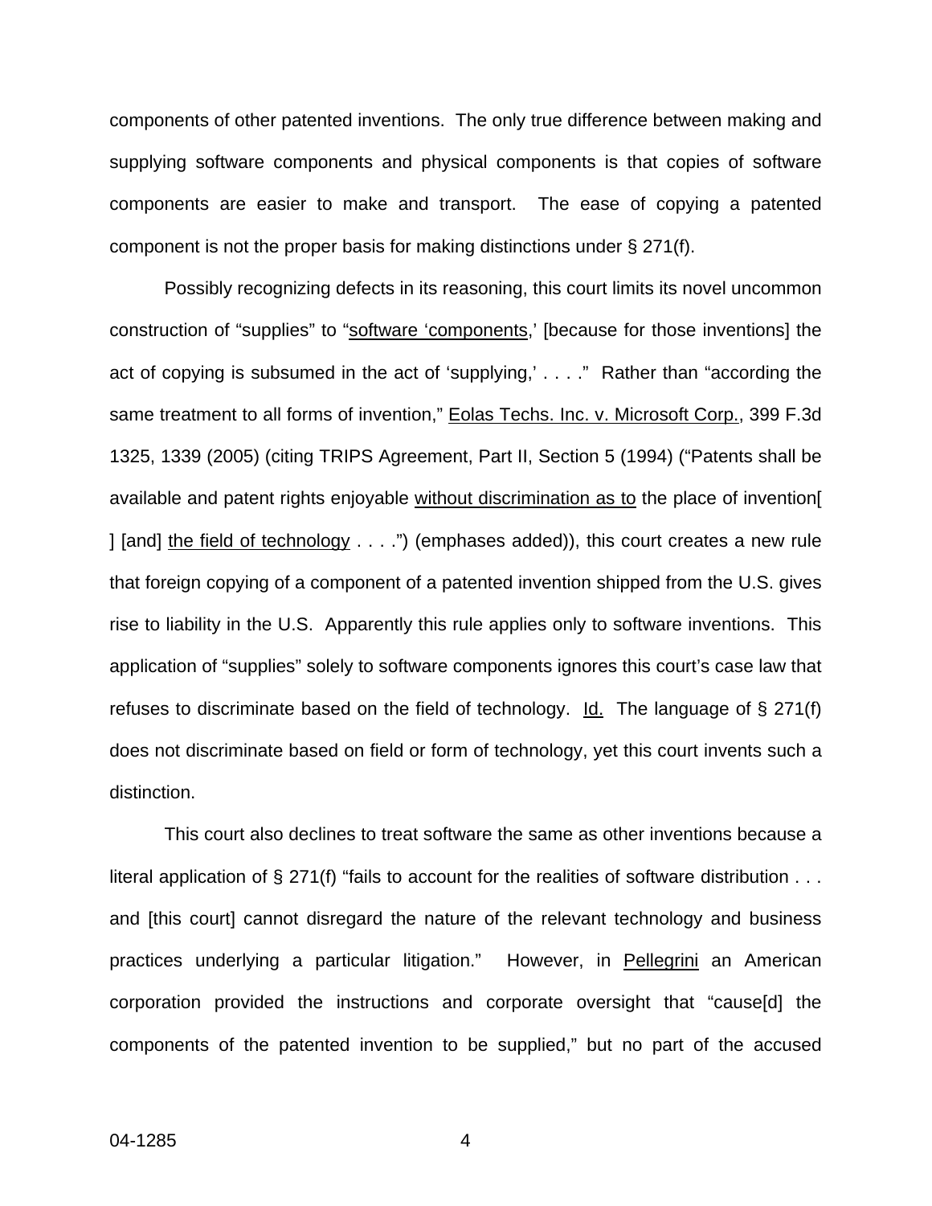components of other patented inventions. The only true difference between making and supplying software components and physical components is that copies of software components are easier to make and transport. The ease of copying a patented component is not the proper basis for making distinctions under § 271(f).

Possibly recognizing defects in its reasoning, this court limits its novel uncommon construction of "supplies" to "software 'components,' [because for those inventions] the act of copying is subsumed in the act of 'supplying,' . . . ." Rather than "according the same treatment to all forms of invention," Eolas Techs. Inc. v. Microsoft Corp., 399 F.3d 1325, 1339 (2005) (citing TRIPS Agreement, Part II, Section 5 (1994) ("Patents shall be available and patent rights enjoyable without discrimination as to the place of invention[ ] [and] the field of technology . . . .") (emphases added)), this court creates a new rule that foreign copying of a component of a patented invention shipped from the U.S. gives rise to liability in the U.S. Apparently this rule applies only to software inventions. This application of "supplies" solely to software components ignores this court's case law that refuses to discriminate based on the field of technology. Id. The language of § 271(f) does not discriminate based on field or form of technology, yet this court invents such a distinction.

This court also declines to treat software the same as other inventions because a literal application of § 271(f) "fails to account for the realities of software distribution . . . and [this court] cannot disregard the nature of the relevant technology and business practices underlying a particular litigation." However, in Pellegrini an American corporation provided the instructions and corporate oversight that "cause[d] the components of the patented invention to be supplied," but no part of the accused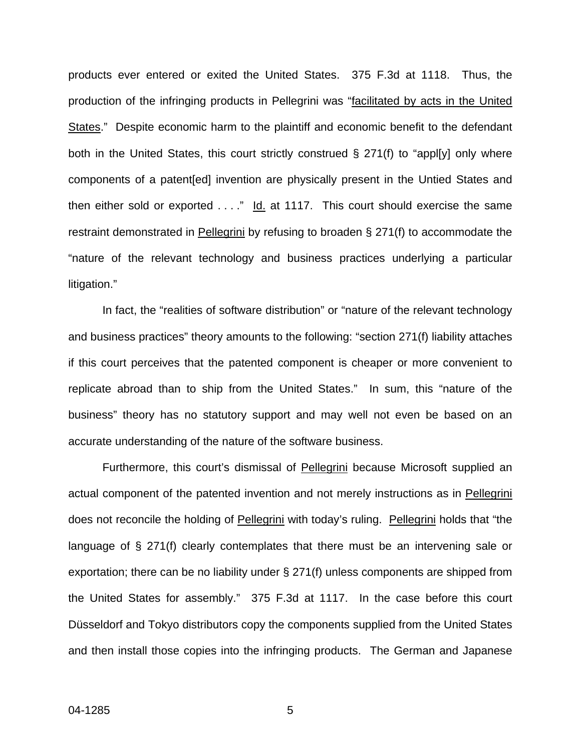products ever entered or exited the United States. 375 F.3d at 1118. Thus, the production of the infringing products in Pellegrini was "facilitated by acts in the United States." Despite economic harm to the plaintiff and economic benefit to the defendant both in the United States, this court strictly construed § 271(f) to "appl[y] only where components of a patent[ed] invention are physically present in the Untied States and then either sold or exported . . . ." Id. at 1117. This court should exercise the same restraint demonstrated in Pellegrini by refusing to broaden § 271(f) to accommodate the "nature of the relevant technology and business practices underlying a particular litigation."

In fact, the "realities of software distribution" or "nature of the relevant technology and business practices" theory amounts to the following: "section 271(f) liability attaches if this court perceives that the patented component is cheaper or more convenient to replicate abroad than to ship from the United States." In sum, this "nature of the business" theory has no statutory support and may well not even be based on an accurate understanding of the nature of the software business.

Furthermore, this court's dismissal of Pellegrini because Microsoft supplied an actual component of the patented invention and not merely instructions as in Pellegrini does not reconcile the holding of Pellegrini with today's ruling. Pellegrini holds that "the language of § 271(f) clearly contemplates that there must be an intervening sale or exportation; there can be no liability under § 271(f) unless components are shipped from the United States for assembly." 375 F.3d at 1117. In the case before this court Düsseldorf and Tokyo distributors copy the components supplied from the United States and then install those copies into the infringing products. The German and Japanese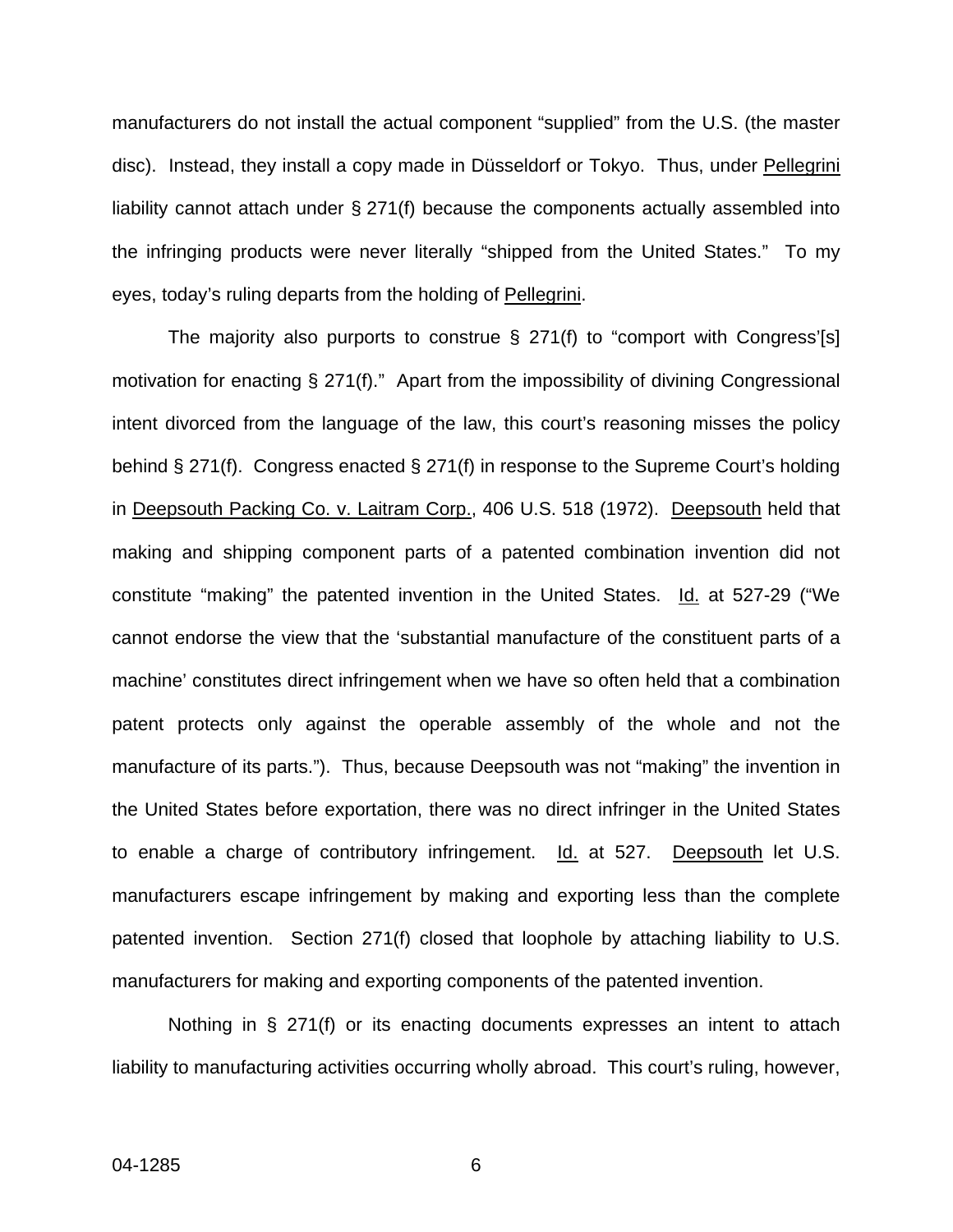manufacturers do not install the actual component "supplied" from the U.S. (the master disc). Instead, they install a copy made in Düsseldorf or Tokyo. Thus, under Pellegrini liability cannot attach under § 271(f) because the components actually assembled into the infringing products were never literally "shipped from the United States." To my eyes, today's ruling departs from the holding of Pellegrini.

The majority also purports to construe § 271(f) to "comport with Congress'[s] motivation for enacting § 271(f)." Apart from the impossibility of divining Congressional intent divorced from the language of the law, this court's reasoning misses the policy behind § 271(f). Congress enacted § 271(f) in response to the Supreme Court's holding in Deepsouth Packing Co. v. Laitram Corp., 406 U.S. 518 (1972). Deepsouth held that making and shipping component parts of a patented combination invention did not constitute "making" the patented invention in the United States. Id. at 527-29 ("We cannot endorse the view that the 'substantial manufacture of the constituent parts of a machine' constitutes direct infringement when we have so often held that a combination patent protects only against the operable assembly of the whole and not the manufacture of its parts."). Thus, because Deepsouth was not "making" the invention in the United States before exportation, there was no direct infringer in the United States to enable a charge of contributory infringement. Id. at 527. Deepsouth let U.S. manufacturers escape infringement by making and exporting less than the complete patented invention. Section 271(f) closed that loophole by attaching liability to U.S. manufacturers for making and exporting components of the patented invention.

Nothing in § 271(f) or its enacting documents expresses an intent to attach liability to manufacturing activities occurring wholly abroad. This court's ruling, however,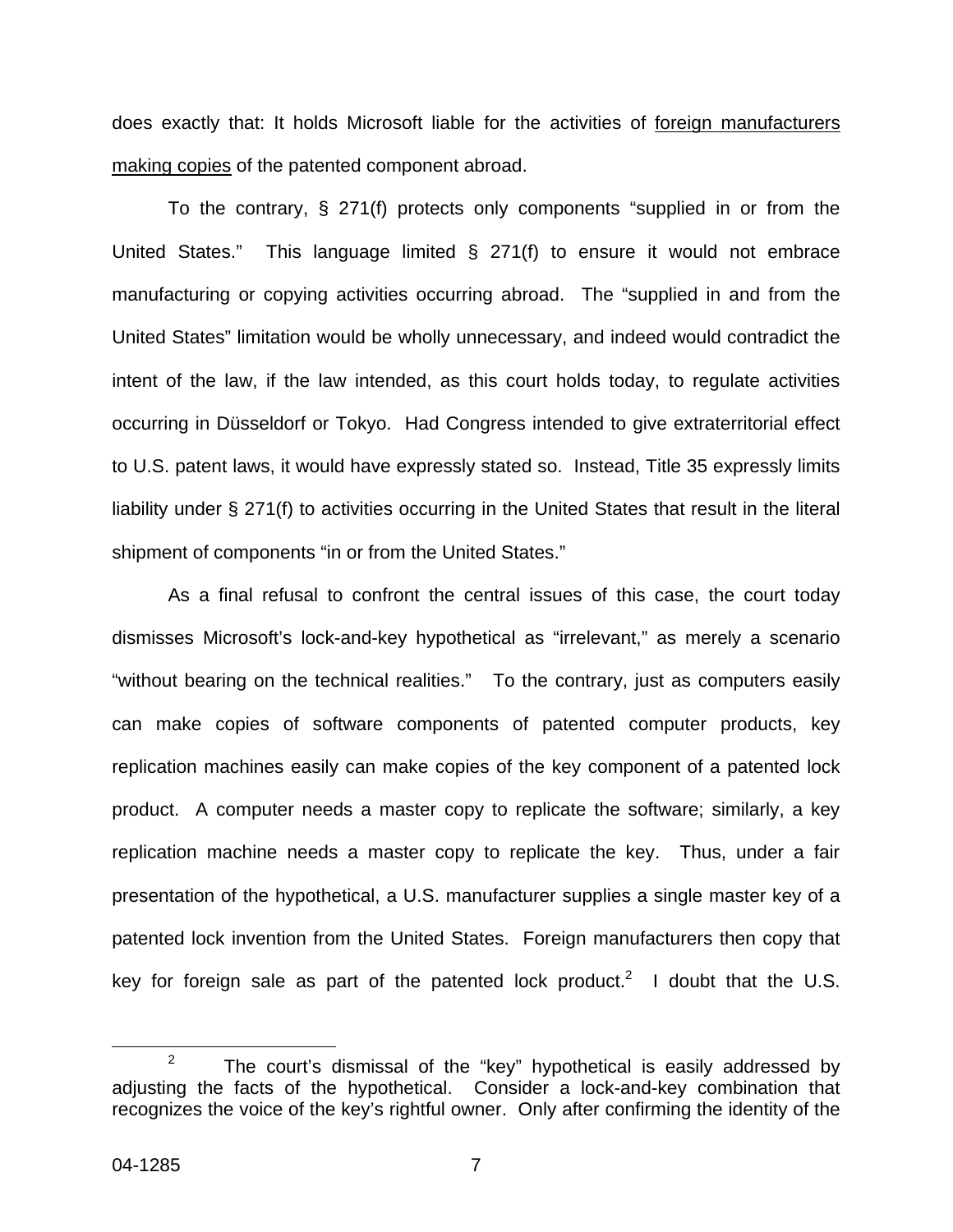does exactly that: It holds Microsoft liable for the activities of <u>foreign manufacturers making copies</u> of the patented component abroad.

To the contrary, § 271(f) protects only components "supplied in or from the United States." This language limited § 271(f) to ensure it would not embrace manufacturing or copying activities occurring abroad. The "supplied in and from the United States" limitation would be wholly unnecessary, and indeed would contradict the intent of the law, if the law intended, as this court holds today, to regulate activities occurring in Düsseldorf or Tokyo. Had Congress intended to give extraterritorial effect to U.S. patent laws, it would have expressly stated so. Instead, Title 35 expressly limits liability under § 271(f) to activities occurring in the United States that result in the literal shipment of components "in or from the United States."

As a final refusal to confront the central issues of this case, the court today dismisses Microsoft's lock-and-key hypothetical as "irrelevant," as merely a scenario "without bearing on the technical realities." To the contrary, just as computers easily can make copies of software components of patented computer products, key replication machines easily can make copies of the key component of a patented lock product. A computer needs a master copy to replicate the software; similarly, a key replication machine needs a master copy to replicate the key. Thus, under a fair presentation of the hypothetical, a U.S. manufacturer supplies a single master key of a patented lock invention from the United States. Foreign manufacturers then copy that key for foreign sale as part of the patented lock product.[2] I doubt that the U.S.

[2] The court's dismissal of the "key" hypothetical is easily addressed by adjusting the facts of the hypothetical. Consider a lock-and-key combination that recognizes the voice of the key's rightful owner. Only after confirming the identity of the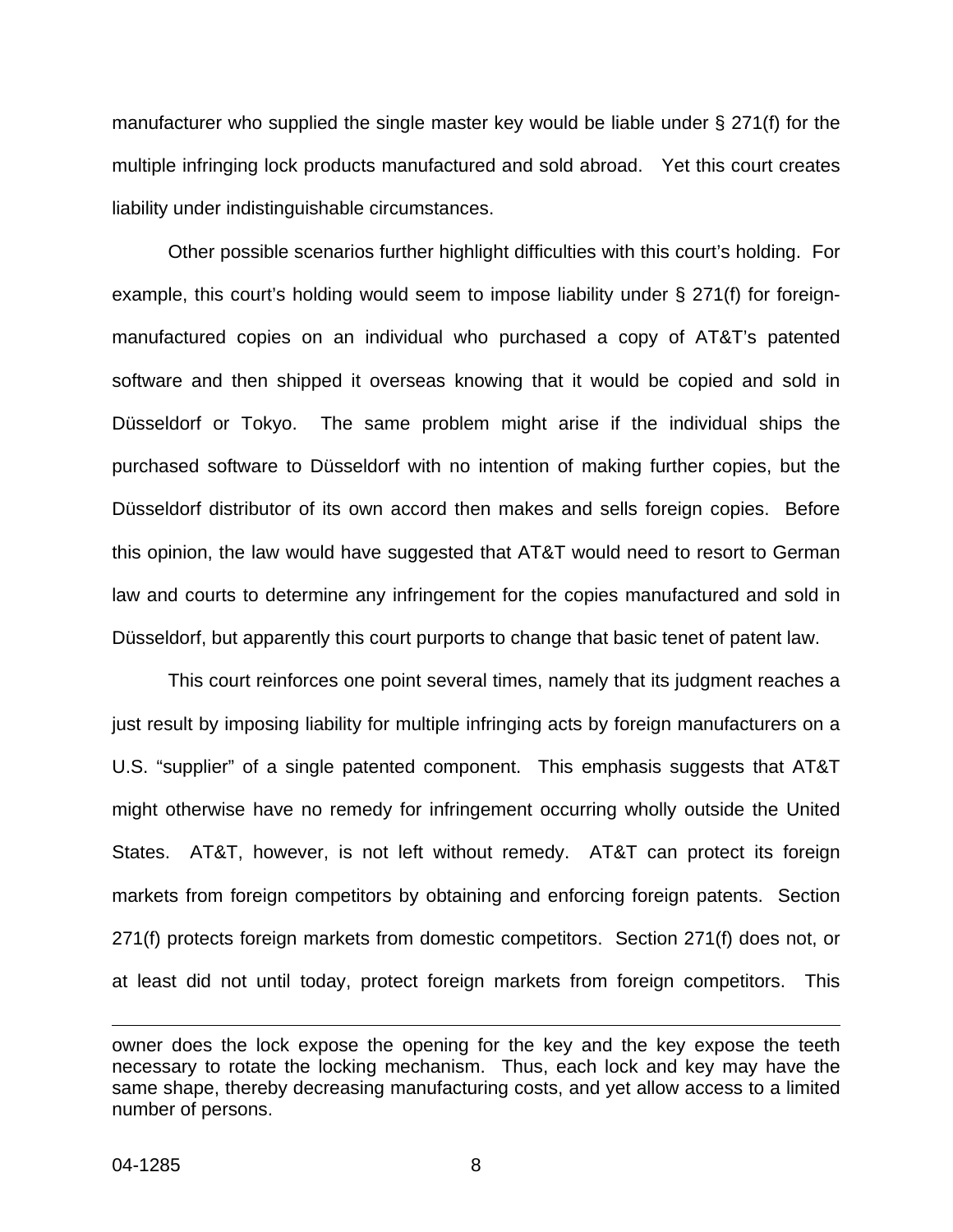manufacturer who supplied the single master key would be liable under § 271(f) for the multiple infringing lock products manufactured and sold abroad. Yet this court creates liability under indistinguishable circumstances.

Other possible scenarios further highlight difficulties with this court's holding. For example, this court's holding would seem to impose liability under § 271(f) for foreign-manufactured copies on an individual who purchased a copy of AT&T's patented software and then shipped it overseas knowing that it would be copied and sold in Düsseldorf or Tokyo. The same problem might arise if the individual ships the purchased software to Düsseldorf with no intention of making further copies, but the Düsseldorf distributor of its own accord then makes and sells foreign copies. Before this opinion, the law would have suggested that AT&T would need to resort to German law and courts to determine any infringement for the copies manufactured and sold in Düsseldorf, but apparently this court purports to change that basic tenet of patent law.

This court reinforces one point several times, namely that its judgment reaches a just result by imposing liability for multiple infringing acts by foreign manufacturers on a U.S. "supplier" of a single patented component. This emphasis suggests that AT&T might otherwise have no remedy for infringement occurring wholly outside the United States. AT&T, however, is not left without remedy. AT&T can protect its foreign markets from foreign competitors by obtaining and enforcing foreign patents. Section 271(f) protects foreign markets from domestic competitors. Section 271(f) does not, or at least did not until today, protect foreign markets from foreign competitors. This

---

owner does the lock expose the opening for the key and the key expose the teeth necessary to rotate the locking mechanism. Thus, each lock and key may have the same shape, thereby decreasing manufacturing costs, and yet allow access to a limited number of persons.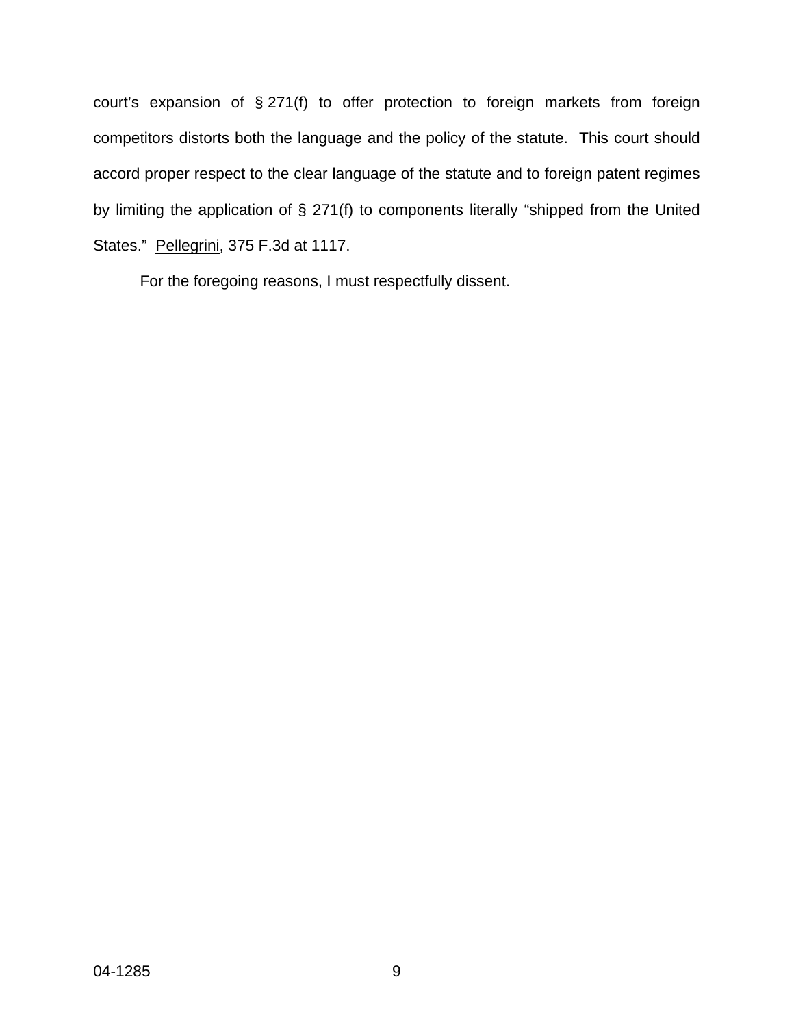court's expansion of § 271(f) to offer protection to foreign markets from foreign competitors distorts both the language and the policy of the statute. This court should accord proper respect to the clear language of the statute and to foreign patent regimes by limiting the application of § 271(f) to components literally "shipped from the United States." Pellegrini, 375 F.3d at 1117.

For the foregoing reasons, I must respectfully dissent.